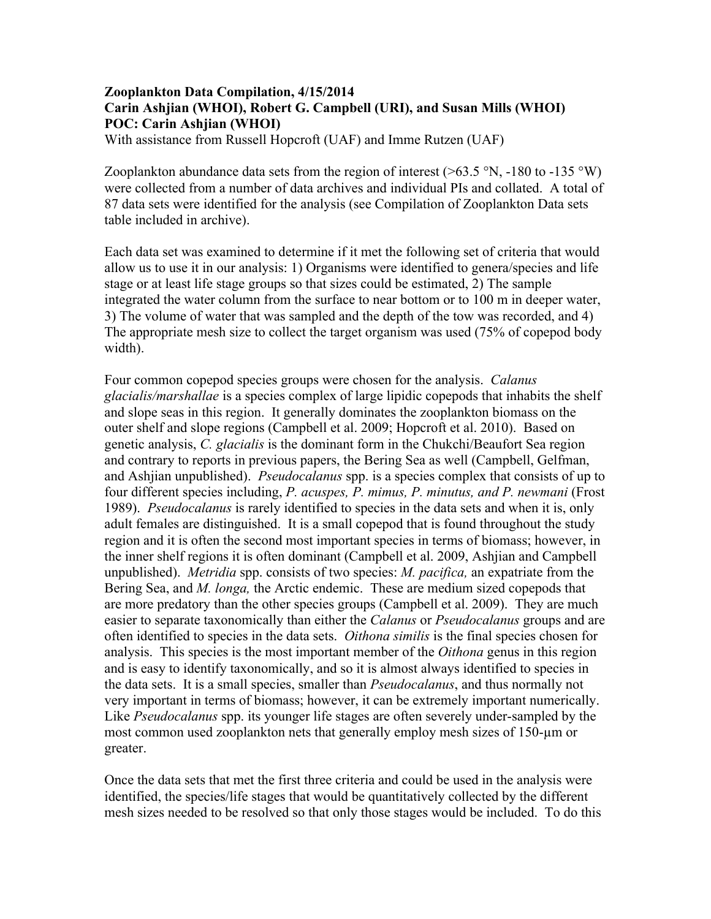**Zooplankton Data Compilation, 4/15/2014**
**Carin Ashjian (WHOI), Robert G. Campbell (URI), and Susan Mills (WHOI)**
**POC: Carin Ashjian (WHOI)**
With assistance from Russell Hopcroft (UAF) and Imme Rutzen (UAF)

Zooplankton abundance data sets from the region of interest (>63.5 °N, -180 to -135 °W) were collected from a number of data archives and individual PIs and collated. A total of 87 data sets were identified for the analysis (see Compilation of Zooplankton Data sets table included in archive).

Each data set was examined to determine if it met the following set of criteria that would allow us to use it in our analysis: 1) Organisms were identified to genera/species and life stage or at least life stage groups so that sizes could be estimated, 2) The sample integrated the water column from the surface to near bottom or to 100 m in deeper water, 3) The volume of water that was sampled and the depth of the tow was recorded, and 4) The appropriate mesh size to collect the target organism was used (75% of copepod body width).

Four common copepod species groups were chosen for the analysis. *Calanus glacialis/marshallae* is a species complex of large lipidic copepods that inhabits the shelf and slope seas in this region. It generally dominates the zooplankton biomass on the outer shelf and slope regions (Campbell et al. 2009; Hopcroft et al. 2010). Based on genetic analysis, *C. glacialis* is the dominant form in the Chukchi/Beaufort Sea region and contrary to reports in previous papers, the Bering Sea as well (Campbell, Gelfman, and Ashjian unpublished). *Pseudocalanus* spp. is a species complex that consists of up to four different species including, *P. acuspes, P. mimus, P. minutus, and P. newmani* (Frost 1989). *Pseudocalanus* is rarely identified to species in the data sets and when it is, only adult females are distinguished. It is a small copepod that is found throughout the study region and it is often the second most important species in terms of biomass; however, in the inner shelf regions it is often dominant (Campbell et al. 2009, Ashjian and Campbell unpublished). *Metridia* spp. consists of two species: *M. pacifica,* an expatriate from the Bering Sea, and *M. longa,* the Arctic endemic. These are medium sized copepods that are more predatory than the other species groups (Campbell et al. 2009). They are much easier to separate taxonomically than either the *Calanus* or *Pseudocalanus* groups and are often identified to species in the data sets. *Oithona similis* is the final species chosen for analysis. This species is the most important member of the *Oithona* genus in this region and is easy to identify taxonomically, and so it is almost always identified to species in the data sets. It is a small species, smaller than *Pseudocalanus*, and thus normally not very important in terms of biomass; however, it can be extremely important numerically. Like *Pseudocalanus* spp. its younger life stages are often severely under-sampled by the most common used zooplankton nets that generally employ mesh sizes of 150-μm or greater.

Once the data sets that met the first three criteria and could be used in the analysis were identified, the species/life stages that would be quantitatively collected by the different mesh sizes needed to be resolved so that only those stages would be included. To do this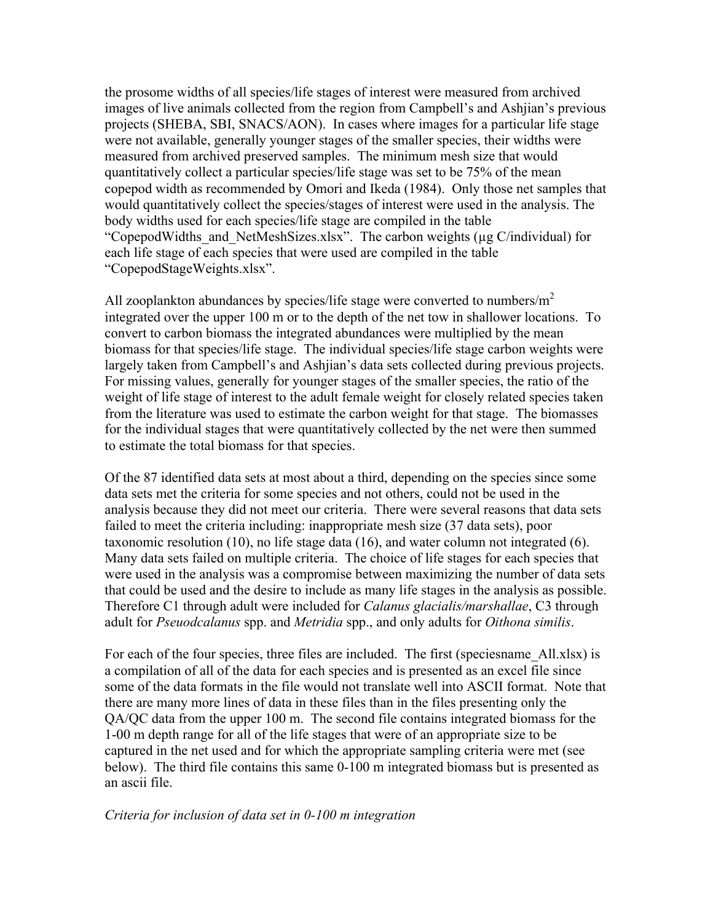the prosome widths of all species/life stages of interest were measured from archived images of live animals collected from the region from Campbell's and Ashjian's previous projects (SHEBA, SBI, SNACS/AON). In cases where images for a particular life stage were not available, generally younger stages of the smaller species, their widths were measured from archived preserved samples. The minimum mesh size that would quantitatively collect a particular species/life stage was set to be 75% of the mean copepod width as recommended by Omori and Ikeda (1984). Only those net samples that would quantitatively collect the species/stages of interest were used in the analysis. The body widths used for each species/life stage are compiled in the table "CopepodWidths_and_NetMeshSizes.xlsx". The carbon weights (µg C/individual) for each life stage of each species that were used are compiled in the table "CopepodStageWeights.xlsx".

All zooplankton abundances by species/life stage were converted to numbers/$m^2$ integrated over the upper 100 m or to the depth of the net tow in shallower locations. To convert to carbon biomass the integrated abundances were multiplied by the mean biomass for that species/life stage. The individual species/life stage carbon weights were largely taken from Campbell's and Ashjian's data sets collected during previous projects. For missing values, generally for younger stages of the smaller species, the ratio of the weight of life stage of interest to the adult female weight for closely related species taken from the literature was used to estimate the carbon weight for that stage. The biomasses for the individual stages that were quantitatively collected by the net were then summed to estimate the total biomass for that species.

Of the 87 identified data sets at most about a third, depending on the species since some data sets met the criteria for some species and not others, could not be used in the analysis because they did not meet our criteria. There were several reasons that data sets failed to meet the criteria including: inappropriate mesh size (37 data sets), poor taxonomic resolution (10), no life stage data (16), and water column not integrated (6). Many data sets failed on multiple criteria. The choice of life stages for each species that were used in the analysis was a compromise between maximizing the number of data sets that could be used and the desire to include as many life stages in the analysis as possible. Therefore C1 through adult were included for *Calanus glacialis/marshallae*, C3 through adult for *Pseuodcalanus* spp. and *Metridia* spp., and only adults for *Oithona similis*.

For each of the four species, three files are included. The first (speciesname_All.xlsx) is a compilation of all of the data for each species and is presented as an excel file since some of the data formats in the file would not translate well into ASCII format. Note that there are many more lines of data in these files than in the files presenting only the QA/QC data from the upper 100 m. The second file contains integrated biomass for the 1-00 m depth range for all of the life stages that were of an appropriate size to be captured in the net used and for which the appropriate sampling criteria were met (see below). The third file contains this same 0-100 m integrated biomass but is presented as an ascii file.

*Criteria for inclusion of data set in 0-100 m integration*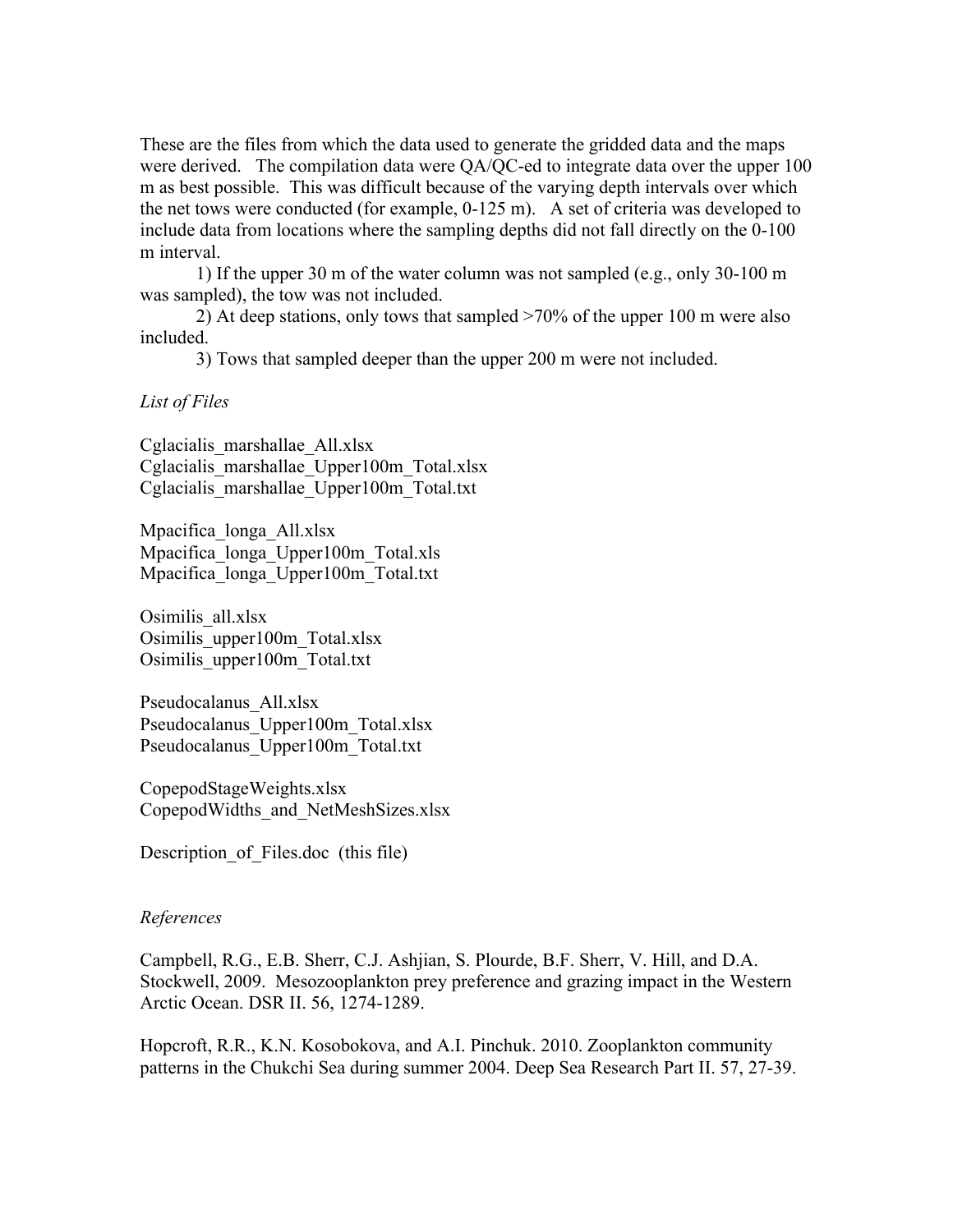These are the files from which the data used to generate the gridded data and the maps were derived. The compilation data were QA/QC-ed to integrate data over the upper 100 m as best possible. This was difficult because of the varying depth intervals over which the net tows were conducted (for example, 0-125 m). A set of criteria was developed to include data from locations where the sampling depths did not fall directly on the 0-100 m interval.

1) If the upper 30 m of the water column was not sampled (e.g., only 30-100 m was sampled), the tow was not included.

2) At deep stations, only tows that sampled >70% of the upper 100 m were also included.

3) Tows that sampled deeper than the upper 200 m were not included.

*List of Files*

Cglacialis_marshallae_All.xlsx
Cglacialis_marshallae_Upper100m_Total.xlsx
Cglacialis_marshallae_Upper100m_Total.txt

Mpacifica_longa_All.xlsx
Mpacifica_longa_Upper100m_Total.xls
Mpacifica_longa_Upper100m_Total.txt

Osimilis_all.xlsx
Osimilis_upper100m_Total.xlsx
Osimilis_upper100m_Total.txt

Pseudocalanus_All.xlsx
Pseudocalanus_Upper100m_Total.xlsx
Pseudocalanus_Upper100m_Total.txt

CopepodStageWeights.xlsx
CopepodWidths_and_NetMeshSizes.xlsx

Description_of_Files.doc (this file)

*References*

Campbell, R.G., E.B. Sherr, C.J. Ashjian, S. Plourde, B.F. Sherr, V. Hill, and D.A. Stockwell, 2009. Mesozooplankton prey preference and grazing impact in the Western Arctic Ocean. DSR II. 56, 1274-1289.

Hopcroft, R.R., K.N. Kosobokova, and A.I. Pinchuk. 2010. Zooplankton community patterns in the Chukchi Sea during summer 2004. Deep Sea Research Part II. 57, 27-39.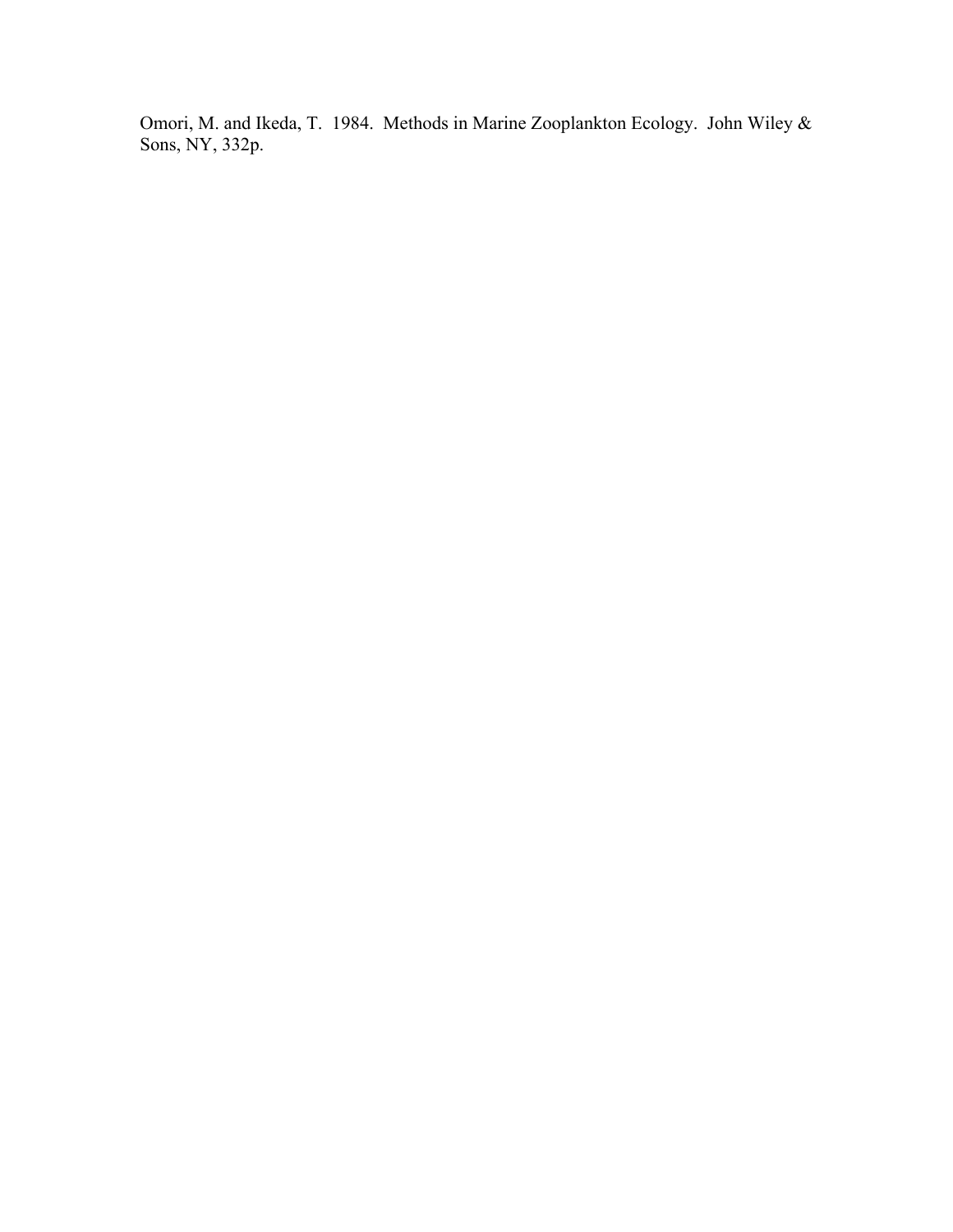Omori, M. and Ikeda, T. 1984. Methods in Marine Zooplankton Ecology. John Wiley & Sons, NY, 332p.